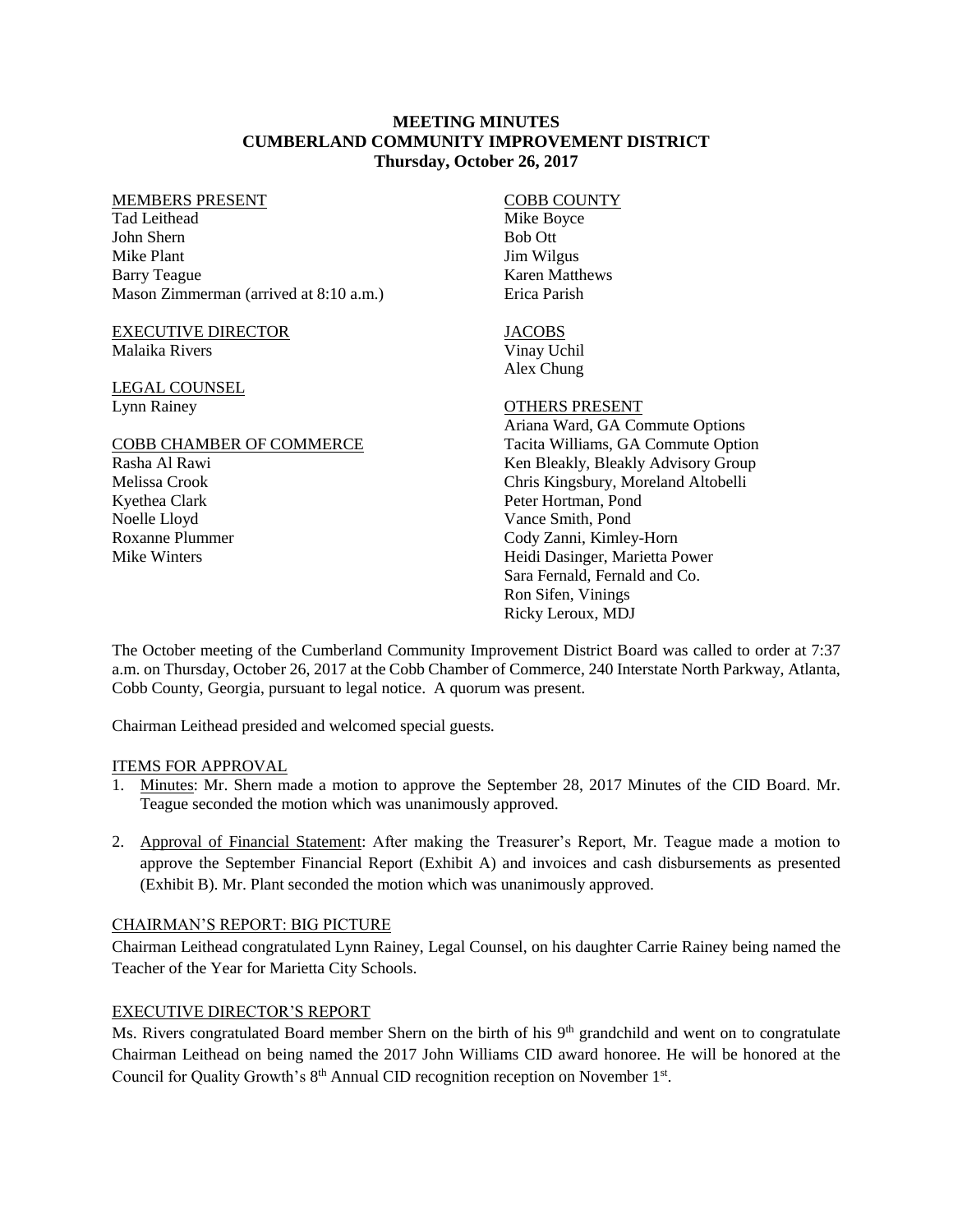# MEETING MINUTES
# CUMBERLAND COMMUNITY IMPROVEMENT DISTRICT
**Thursday, October 26, 2017**

MEMBERS PRESENT
Tad Leithead
John Shern
Mike Plant
Barry Teague
Mason Zimmerman (arrived at 8:10 a.m.)

EXECUTIVE DIRECTOR
Malaika Rivers

LEGAL COUNSEL
Lynn Rainey

COBB CHAMBER OF COMMERCE
Rasha Al Rawi
Melissa Crook
Kyethea Clark
Noelle Lloyd
Roxanne Plummer
Mike Winters

COBB COUNTY
Mike Boyce
Bob Ott
Jim Wilgus
Karen Matthews
Erica Parish

JACOBS
Vinay Uchil
Alex Chung

OTHERS PRESENT
Ariana Ward, GA Commute Options
Tacita Williams, GA Commute Option
Ken Bleakly, Bleakly Advisory Group
Chris Kingsbury, Moreland Altobelli
Peter Hortman, Pond
Vance Smith, Pond
Cody Zanni, Kimley-Horn
Heidi Dasinger, Marietta Power
Sara Fernald, Fernald and Co.
Ron Sifen, Vinings
Ricky Leroux, MDJ

The October meeting of the Cumberland Community Improvement District Board was called to order at 7:37 a.m. on Thursday, October 26, 2017 at the Cobb Chamber of Commerce, 240 Interstate North Parkway, Atlanta, Cobb County, Georgia, pursuant to legal notice. A quorum was present.

Chairman Leithead presided and welcomed special guests.

ITEMS FOR APPROVAL

1. Minutes: Mr. Shern made a motion to approve the September 28, 2017 Minutes of the CID Board. Mr. Teague seconded the motion which was unanimously approved.

2. Approval of Financial Statement: After making the Treasurer's Report, Mr. Teague made a motion to approve the September Financial Report (Exhibit A) and invoices and cash disbursements as presented (Exhibit B). Mr. Plant seconded the motion which was unanimously approved.

CHAIRMAN'S REPORT: BIG PICTURE

Chairman Leithead congratulated Lynn Rainey, Legal Counsel, on his daughter Carrie Rainey being named the Teacher of the Year for Marietta City Schools.

EXECUTIVE DIRECTOR'S REPORT

Ms. Rivers congratulated Board member Shern on the birth of his 9th grandchild and went on to congratulate Chairman Leithead on being named the 2017 John Williams CID award honoree. He will be honored at the Council for Quality Growth's 8th Annual CID recognition reception on November 1st.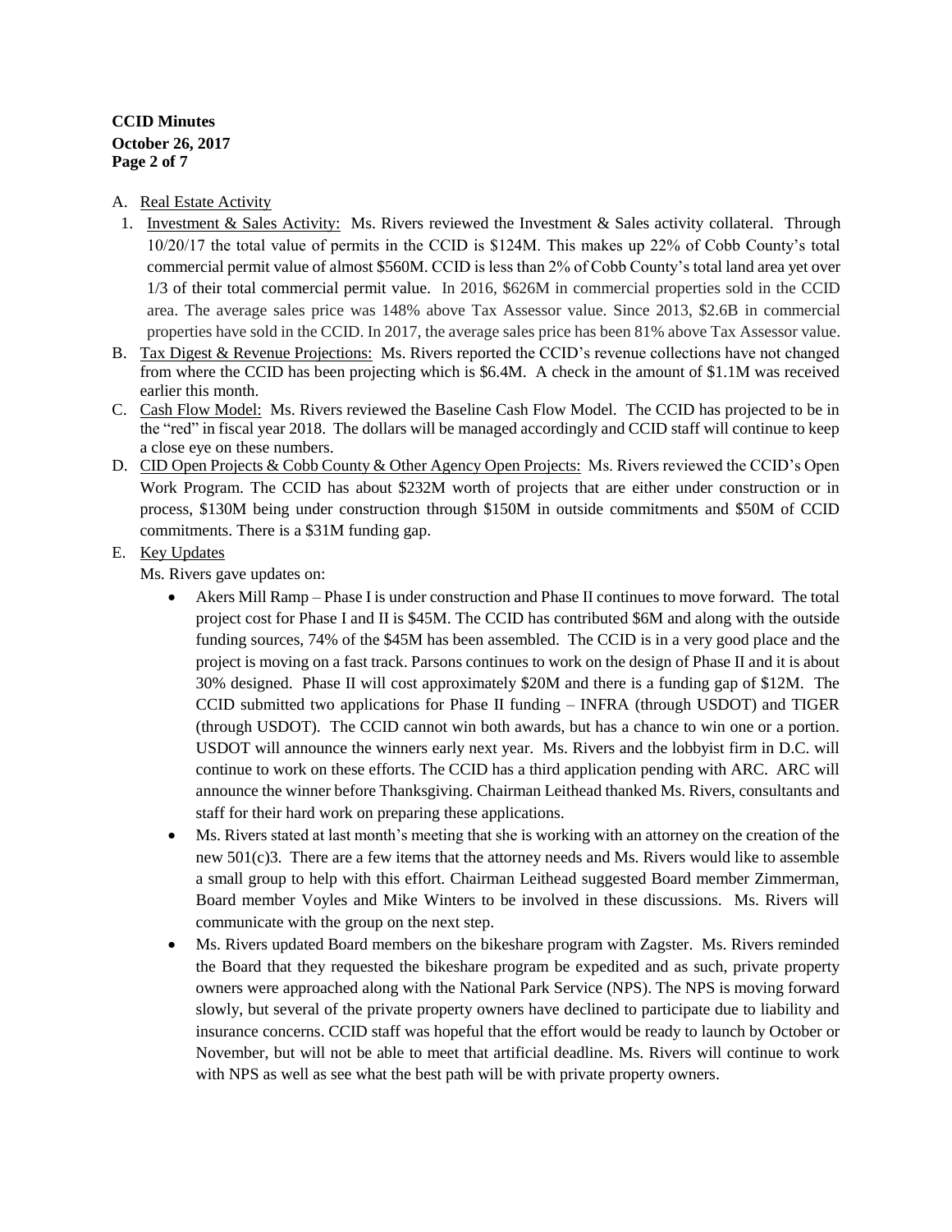A. Real Estate Activity

1. Investment & Sales Activity: Ms. Rivers reviewed the Investment & Sales activity collateral. Through 10/20/17 the total value of permits in the CCID is $124M. This makes up 22% of Cobb County's total commercial permit value of almost $560M. CCID is less than 2% of Cobb County's total land area yet over 1/3 of their total commercial permit value. In 2016, $626M in commercial properties sold in the CCID area. The average sales price was 148% above Tax Assessor value. Since 2013, $2.6B in commercial properties have sold in the CCID. In 2017, the average sales price has been 81% above Tax Assessor value.

B. Tax Digest & Revenue Projections: Ms. Rivers reported the CCID's revenue collections have not changed from where the CCID has been projecting which is $6.4M. A check in the amount of $1.1M was received earlier this month.

C. Cash Flow Model: Ms. Rivers reviewed the Baseline Cash Flow Model. The CCID has projected to be in the "red" in fiscal year 2018. The dollars will be managed accordingly and CCID staff will continue to keep a close eye on these numbers.

D. CID Open Projects & Cobb County & Other Agency Open Projects: Ms. Rivers reviewed the CCID's Open Work Program. The CCID has about $232M worth of projects that are either under construction or in process, $130M being under construction through $150M in outside commitments and $50M of CCID commitments. There is a $31M funding gap.

E. Key Updates

Ms. Rivers gave updates on:

- Akers Mill Ramp – Phase I is under construction and Phase II continues to move forward. The total project cost for Phase I and II is $45M. The CCID has contributed $6M and along with the outside funding sources, 74% of the $45M has been assembled. The CCID is in a very good place and the project is moving on a fast track. Parsons continues to work on the design of Phase II and it is about 30% designed. Phase II will cost approximately $20M and there is a funding gap of $12M. The CCID submitted two applications for Phase II funding – INFRA (through USDOT) and TIGER (through USDOT). The CCID cannot win both awards, but has a chance to win one or a portion. USDOT will announce the winners early next year. Ms. Rivers and the lobbyist firm in D.C. will continue to work on these efforts. The CCID has a third application pending with ARC. ARC will announce the winner before Thanksgiving. Chairman Leithead thanked Ms. Rivers, consultants and staff for their hard work on preparing these applications.
- Ms. Rivers stated at last month's meeting that she is working with an attorney on the creation of the new 501(c)3. There are a few items that the attorney needs and Ms. Rivers would like to assemble a small group to help with this effort. Chairman Leithead suggested Board member Zimmerman, Board member Voyles and Mike Winters to be involved in these discussions. Ms. Rivers will communicate with the group on the next step.
- Ms. Rivers updated Board members on the bikeshare program with Zagster. Ms. Rivers reminded the Board that they requested the bikeshare program be expedited and as such, private property owners were approached along with the National Park Service (NPS). The NPS is moving forward slowly, but several of the private property owners have declined to participate due to liability and insurance concerns. CCID staff was hopeful that the effort would be ready to launch by October or November, but will not be able to meet that artificial deadline. Ms. Rivers will continue to work with NPS as well as see what the best path will be with private property owners.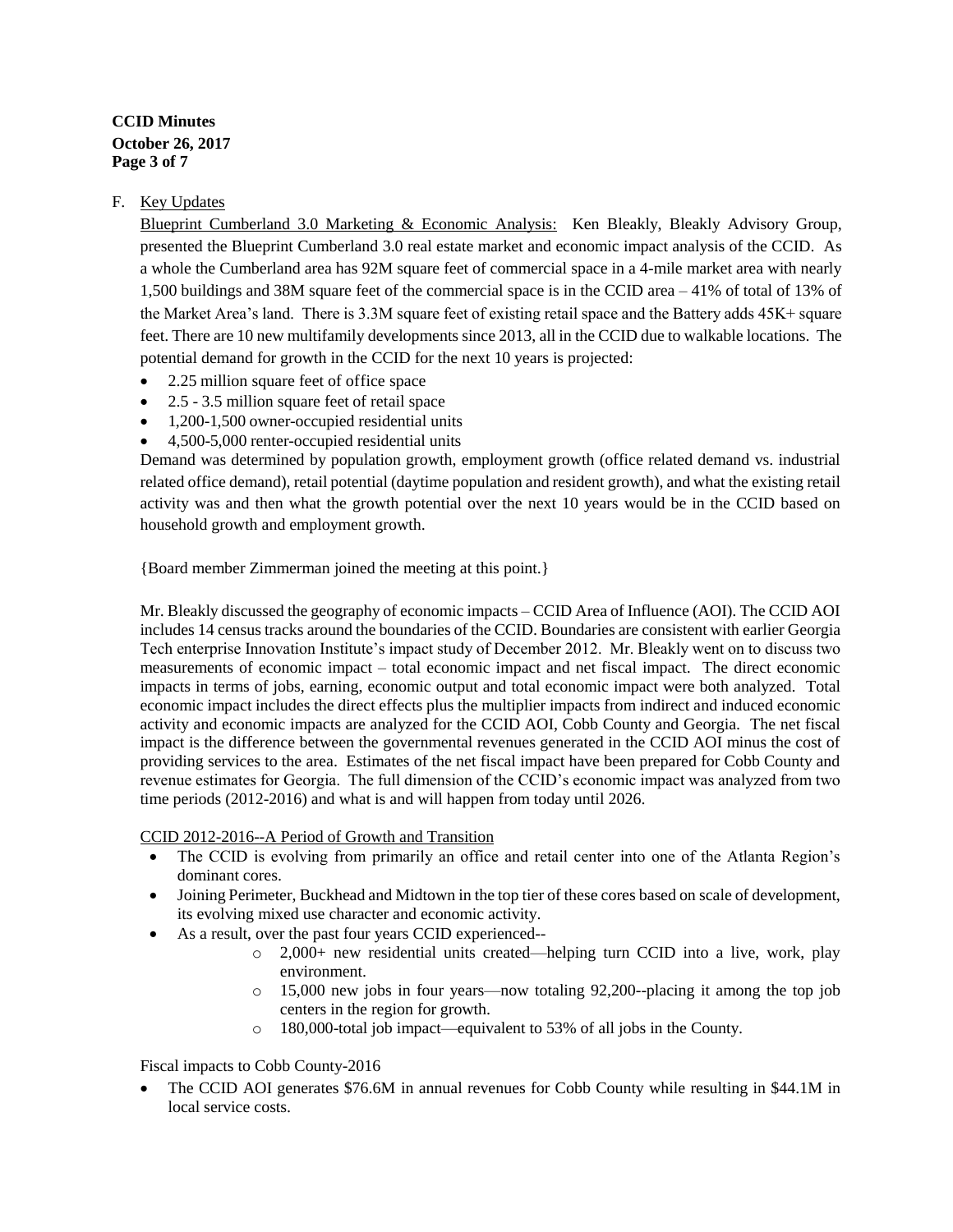F. Key Updates

Blueprint Cumberland 3.0 Marketing & Economic Analysis: Ken Bleakly, Bleakly Advisory Group, presented the Blueprint Cumberland 3.0 real estate market and economic impact analysis of the CCID. As a whole the Cumberland area has 92M square feet of commercial space in a 4-mile market area with nearly 1,500 buildings and 38M square feet of the commercial space is in the CCID area – 41% of total of 13% of the Market Area's land. There is 3.3M square feet of existing retail space and the Battery adds 45K+ square feet. There are 10 new multifamily developments since 2013, all in the CCID due to walkable locations. The potential demand for growth in the CCID for the next 10 years is projected:

- 2.25 million square feet of office space
- 2.5 - 3.5 million square feet of retail space
- 1,200-1,500 owner-occupied residential units
- 4,500-5,000 renter-occupied residential units

Demand was determined by population growth, employment growth (office related demand vs. industrial related office demand), retail potential (daytime population and resident growth), and what the existing retail activity was and then what the growth potential over the next 10 years would be in the CCID based on household growth and employment growth.

{Board member Zimmerman joined the meeting at this point.}

Mr. Bleakly discussed the geography of economic impacts – CCID Area of Influence (AOI). The CCID AOI includes 14 census tracks around the boundaries of the CCID. Boundaries are consistent with earlier Georgia Tech enterprise Innovation Institute's impact study of December 2012. Mr. Bleakly went on to discuss two measurements of economic impact – total economic impact and net fiscal impact. The direct economic impacts in terms of jobs, earning, economic output and total economic impact were both analyzed. Total economic impact includes the direct effects plus the multiplier impacts from indirect and induced economic activity and economic impacts are analyzed for the CCID AOI, Cobb County and Georgia. The net fiscal impact is the difference between the governmental revenues generated in the CCID AOI minus the cost of providing services to the area. Estimates of the net fiscal impact have been prepared for Cobb County and revenue estimates for Georgia. The full dimension of the CCID's economic impact was analyzed from two time periods (2012-2016) and what is and will happen from today until 2026.

CCID 2012-2016--A Period of Growth and Transition

- The CCID is evolving from primarily an office and retail center into one of the Atlanta Region's dominant cores.
- Joining Perimeter, Buckhead and Midtown in the top tier of these cores based on scale of development, its evolving mixed use character and economic activity.
- As a result, over the past four years CCID experienced--
  - 2,000+ new residential units created—helping turn CCID into a live, work, play environment.
  - 15,000 new jobs in four years—now totaling 92,200--placing it among the top job centers in the region for growth.
  - 180,000-total job impact—equivalent to 53% of all jobs in the County.

Fiscal impacts to Cobb County-2016

- The CCID AOI generates $76.6M in annual revenues for Cobb County while resulting in $44.1M in local service costs.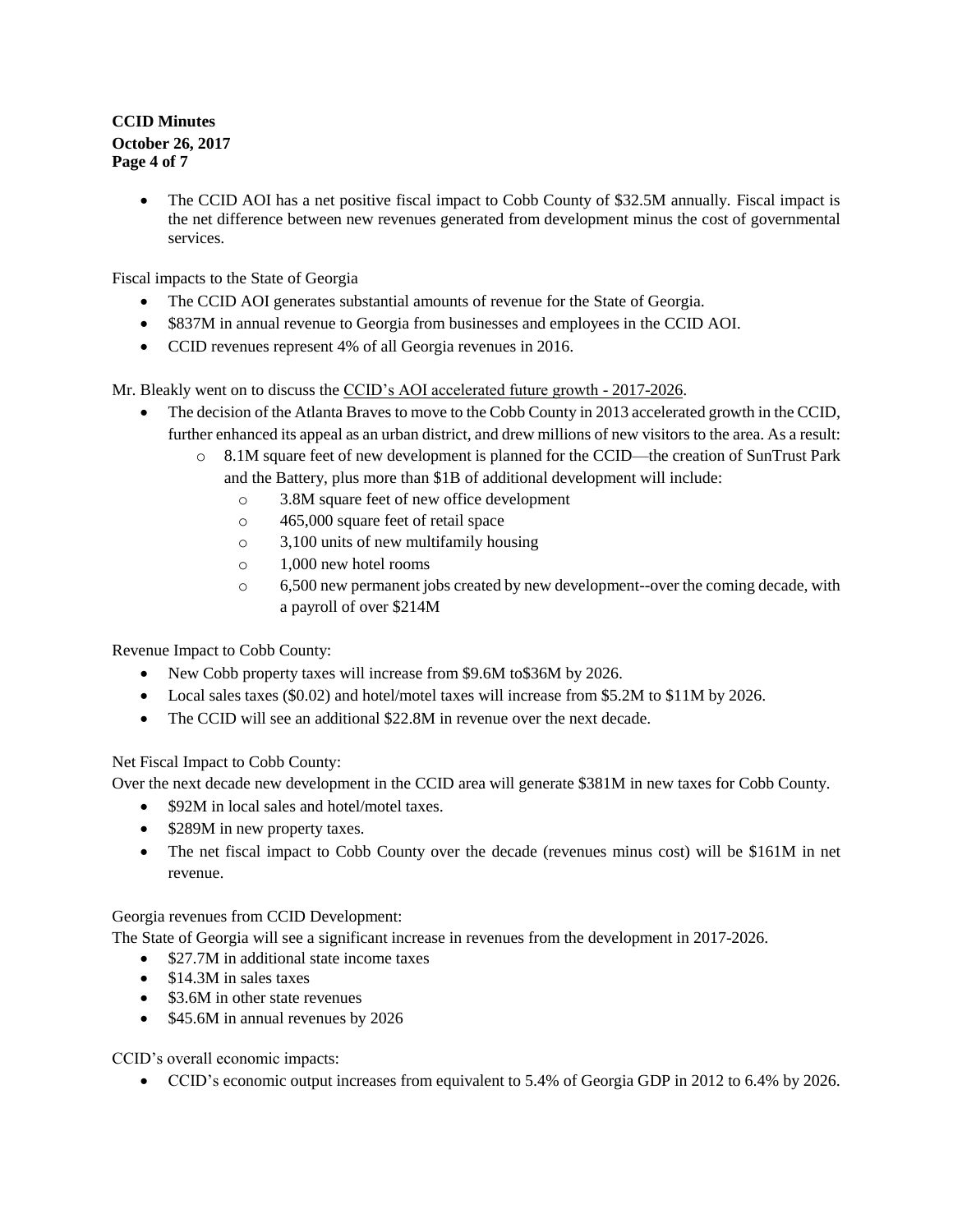- The CCID AOI has a net positive fiscal impact to Cobb County of $32.5M annually. Fiscal impact is the net difference between new revenues generated from development minus the cost of governmental services.

Fiscal impacts to the State of Georgia

- The CCID AOI generates substantial amounts of revenue for the State of Georgia.
- $837M in annual revenue to Georgia from businesses and employees in the CCID AOI.
- CCID revenues represent 4% of all Georgia revenues in 2016.

Mr. Bleakly went on to discuss the CCID's AOI accelerated future growth - 2017-2026.

- The decision of the Atlanta Braves to move to the Cobb County in 2013 accelerated growth in the CCID, further enhanced its appeal as an urban district, and drew millions of new visitors to the area. As a result:
  - 8.1M square feet of new development is planned for the CCID—the creation of SunTrust Park and the Battery, plus more than $1B of additional development will include:
    - 3.8M square feet of new office development
    - 465,000 square feet of retail space
    - 3,100 units of new multifamily housing
    - 1,000 new hotel rooms
    - 6,500 new permanent jobs created by new development--over the coming decade, with a payroll of over $214M

Revenue Impact to Cobb County:

- New Cobb property taxes will increase from $9.6M to$36M by 2026.
- Local sales taxes ($0.02) and hotel/motel taxes will increase from $5.2M to $11M by 2026.
- The CCID will see an additional $22.8M in revenue over the next decade.

Net Fiscal Impact to Cobb County:

Over the next decade new development in the CCID area will generate $381M in new taxes for Cobb County.

- $92M in local sales and hotel/motel taxes.
- $289M in new property taxes.
- The net fiscal impact to Cobb County over the decade (revenues minus cost) will be $161M in net revenue.

Georgia revenues from CCID Development:

The State of Georgia will see a significant increase in revenues from the development in 2017-2026.

- $27.7M in additional state income taxes
- $14.3M in sales taxes
- $3.6M in other state revenues
- $45.6M in annual revenues by 2026

CCID's overall economic impacts:

- CCID's economic output increases from equivalent to 5.4% of Georgia GDP in 2012 to 6.4% by 2026.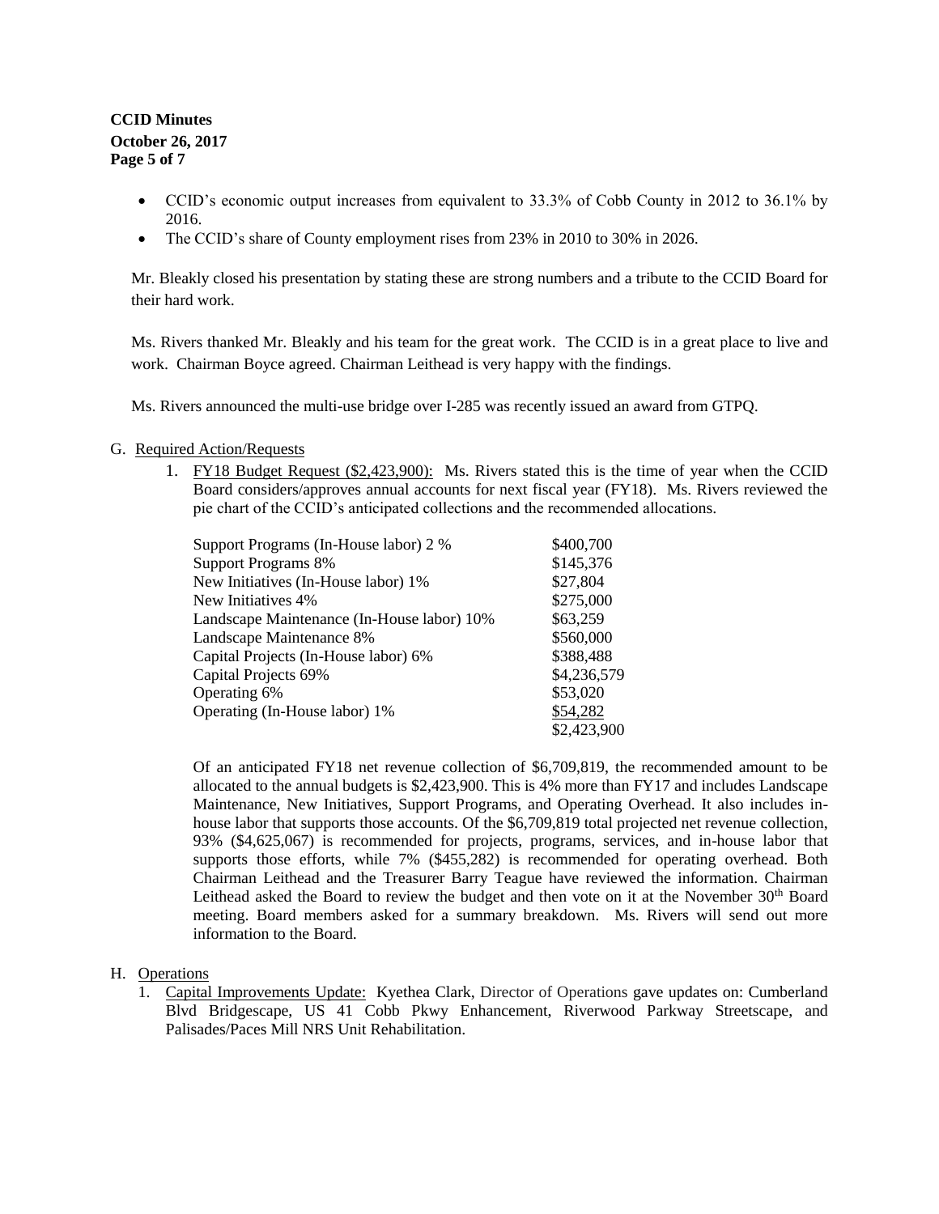- CCID's economic output increases from equivalent to 33.3% of Cobb County in 2012 to 36.1% by 2016.
- The CCID's share of County employment rises from 23% in 2010 to 30% in 2026.

Mr. Bleakly closed his presentation by stating these are strong numbers and a tribute to the CCID Board for their hard work.

Ms. Rivers thanked Mr. Bleakly and his team for the great work. The CCID is in a great place to live and work. Chairman Boyce agreed. Chairman Leithead is very happy with the findings.

Ms. Rivers announced the multi-use bridge over I-285 was recently issued an award from GTPQ.

G. Required Action/Requests

1. FY18 Budget Request ($2,423,900): Ms. Rivers stated this is the time of year when the CCID Board considers/approves annual accounts for next fiscal year (FY18). Ms. Rivers reviewed the pie chart of the CCID's anticipated collections and the recommended allocations.

| | |
|---|---|
| Support Programs (In-House labor) 2 % | $400,700 |
| Support Programs 8% | $145,376 |
| New Initiatives (In-House labor) 1% | $27,804 |
| New Initiatives 4% | $275,000 |
| Landscape Maintenance (In-House labor) 10% | $63,259 |
| Landscape Maintenance 8% | $560,000 |
| Capital Projects (In-House labor) 6% | $388,488 |
| Capital Projects 69% | $4,236,579 |
| Operating 6% | $53,020 |
| Operating (In-House labor) 1% | $54,282 |
| | $2,423,900 |

Of an anticipated FY18 net revenue collection of $6,709,819, the recommended amount to be allocated to the annual budgets is $2,423,900. This is 4% more than FY17 and includes Landscape Maintenance, New Initiatives, Support Programs, and Operating Overhead. It also includes in-house labor that supports those accounts. Of the $6,709,819 total projected net revenue collection, 93% ($4,625,067) is recommended for projects, programs, services, and in-house labor that supports those efforts, while 7% ($455,282) is recommended for operating overhead. Both Chairman Leithead and the Treasurer Barry Teague have reviewed the information. Chairman Leithead asked the Board to review the budget and then vote on it at the November 30th Board meeting. Board members asked for a summary breakdown. Ms. Rivers will send out more information to the Board.

H. Operations

1. Capital Improvements Update: Kyethea Clark, Director of Operations gave updates on: Cumberland Blvd Bridgescape, US 41 Cobb Pkwy Enhancement, Riverwood Parkway Streetscape, and Palisades/Paces Mill NRS Unit Rehabilitation.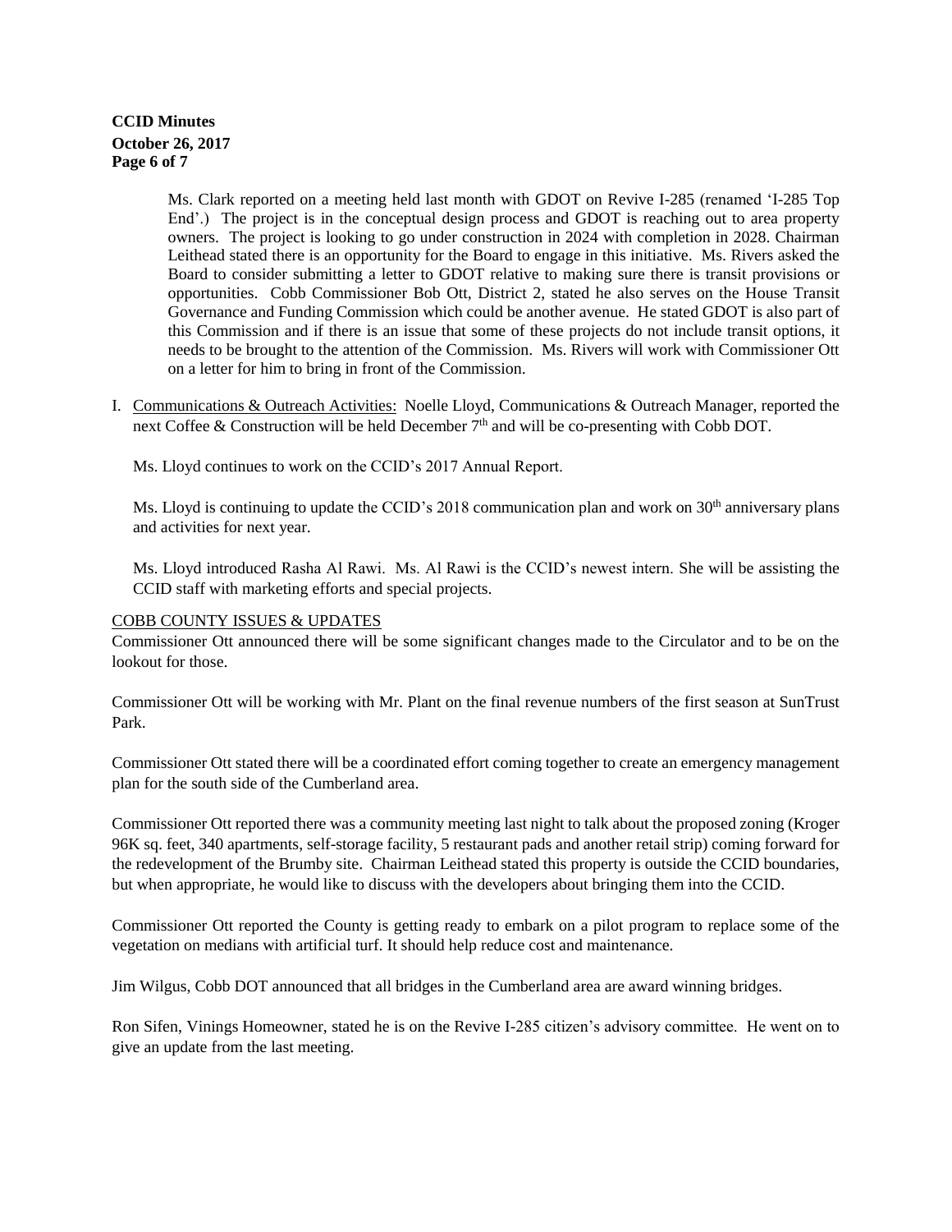Ms. Clark reported on a meeting held last month with GDOT on Revive I-285 (renamed 'I-285 Top End'.) The project is in the conceptual design process and GDOT is reaching out to area property owners. The project is looking to go under construction in 2024 with completion in 2028. Chairman Leithead stated there is an opportunity for the Board to engage in this initiative. Ms. Rivers asked the Board to consider submitting a letter to GDOT relative to making sure there is transit provisions or opportunities. Cobb Commissioner Bob Ott, District 2, stated he also serves on the House Transit Governance and Funding Commission which could be another avenue. He stated GDOT is also part of this Commission and if there is an issue that some of these projects do not include transit options, it needs to be brought to the attention of the Commission. Ms. Rivers will work with Commissioner Ott on a letter for him to bring in front of the Commission.

I. <u>Communications & Outreach Activities:</u> Noelle Lloyd, Communications & Outreach Manager, reported the next Coffee & Construction will be held December 7th and will be co-presenting with Cobb DOT.

   Ms. Lloyd continues to work on the CCID's 2017 Annual Report.

   Ms. Lloyd is continuing to update the CCID's 2018 communication plan and work on 30th anniversary plans and activities for next year.

   Ms. Lloyd introduced Rasha Al Rawi. Ms. Al Rawi is the CCID's newest intern. She will be assisting the CCID staff with marketing efforts and special projects.

<u>COBB COUNTY ISSUES & UPDATES</u>

Commissioner Ott announced there will be some significant changes made to the Circulator and to be on the lookout for those.

Commissioner Ott will be working with Mr. Plant on the final revenue numbers of the first season at SunTrust Park.

Commissioner Ott stated there will be a coordinated effort coming together to create an emergency management plan for the south side of the Cumberland area.

Commissioner Ott reported there was a community meeting last night to talk about the proposed zoning (Kroger 96K sq. feet, 340 apartments, self-storage facility, 5 restaurant pads and another retail strip) coming forward for the redevelopment of the Brumby site. Chairman Leithead stated this property is outside the CCID boundaries, but when appropriate, he would like to discuss with the developers about bringing them into the CCID.

Commissioner Ott reported the County is getting ready to embark on a pilot program to replace some of the vegetation on medians with artificial turf. It should help reduce cost and maintenance.

Jim Wilgus, Cobb DOT announced that all bridges in the Cumberland area are award winning bridges.

Ron Sifen, Vinings Homeowner, stated he is on the Revive I-285 citizen's advisory committee. He went on to give an update from the last meeting.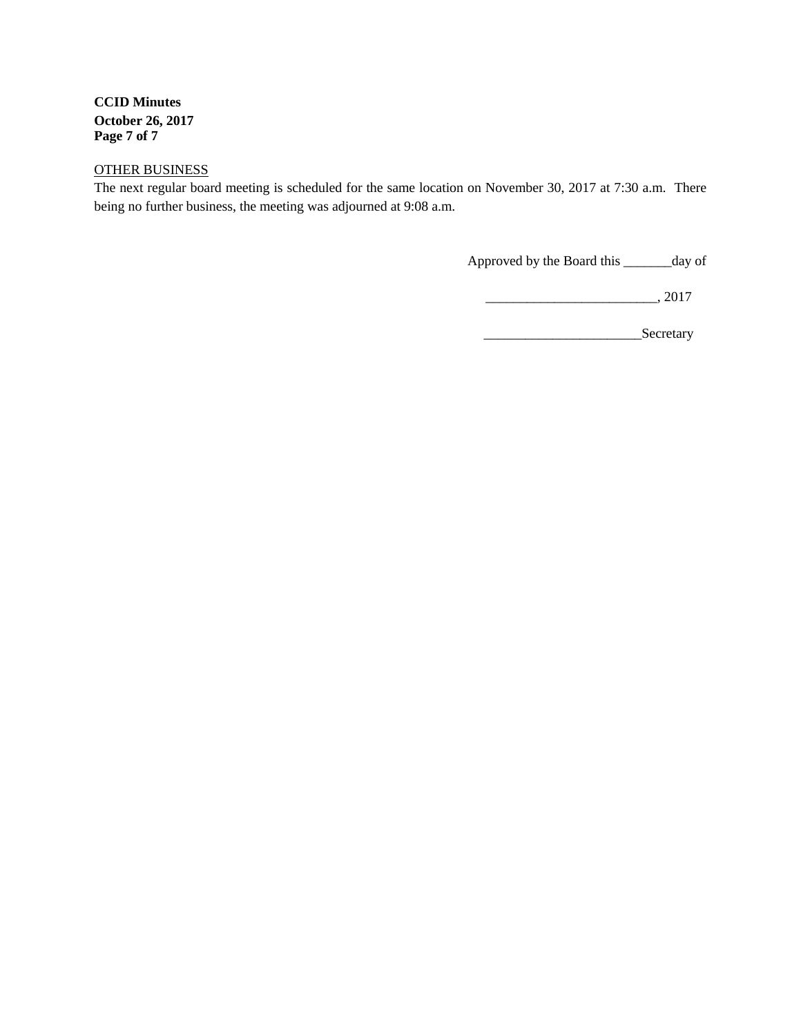OTHER BUSINESS

The next regular board meeting is scheduled for the same location on November 30, 2017 at 7:30 a.m. There being no further business, the meeting was adjourned at 9:08 a.m.

Approved by the Board this _______day of

_________________________, 2017

_______________________Secretary